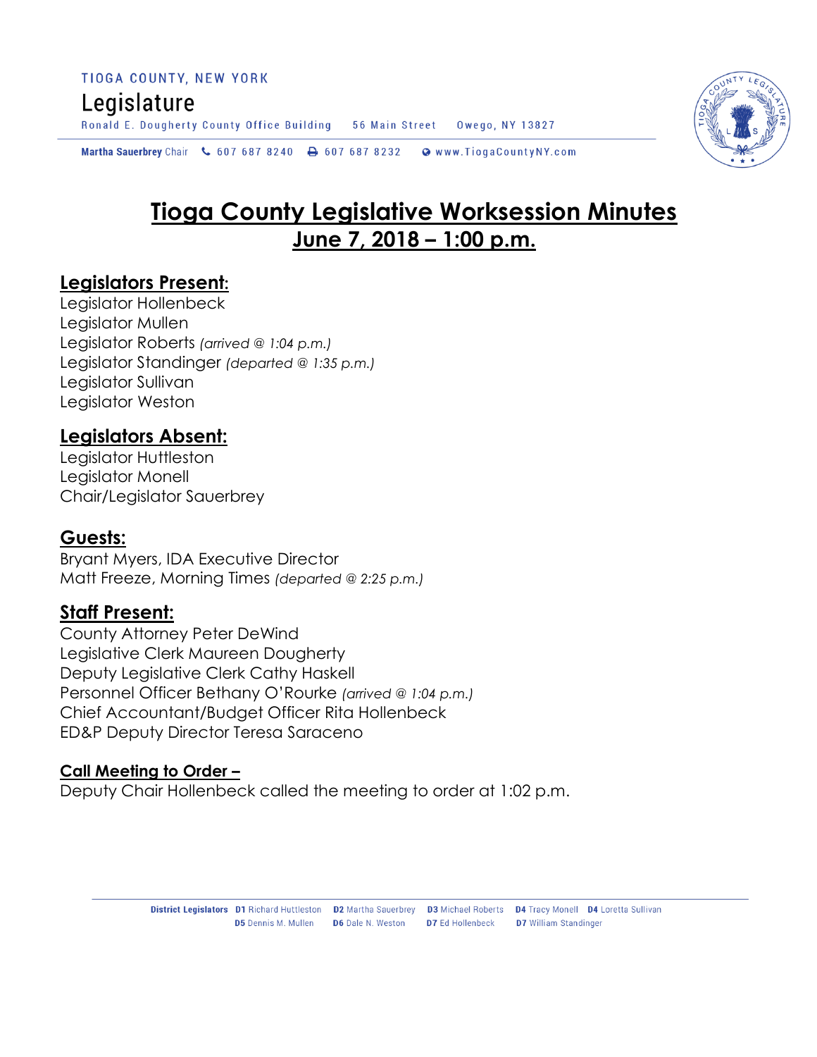TIOGA COUNTY, NEW YORK

Legislature

Ronald E. Dougherty County Office Building 56 Main Street Owego, NY 13827

**Martha Sauerbrey** Chair 607 687 8240 607 687 8232 www.TiogaCountyNY.com

# Tioga County Legislative Worksession Minutes

## June 7, 2018 – 1:00 p.m.

## Legislators Present:

Legislator Hollenbeck
Legislator Mullen
Legislator Roberts *(arrived @ 1:04 p.m.)*
Legislator Standinger *(departed @ 1:35 p.m.)*
Legislator Sullivan
Legislator Weston

## Legislators Absent:

Legislator Huttleston
Legislator Monell
Chair/Legislator Sauerbrey

## Guests:

Bryant Myers, IDA Executive Director
Matt Freeze, Morning Times *(departed @ 2:25 p.m.)*

## Staff Present:

County Attorney Peter DeWind
Legislative Clerk Maureen Dougherty
Deputy Legislative Clerk Cathy Haskell
Personnel Officer Bethany O'Rourke *(arrived @ 1:04 p.m.)*
Chief Accountant/Budget Officer Rita Hollenbeck
ED&P Deputy Director Teresa Saraceno

### Call Meeting to Order –

Deputy Chair Hollenbeck called the meeting to order at 1:02 p.m.

**District Legislators** **D1** Richard Huttleston **D2** Martha Sauerbrey **D3** Michael Roberts **D4** Tracy Monell **D4** Loretta Sullivan **D5** Dennis M. Mullen **D6** Dale N. Weston **D7** Ed Hollenbeck **D7** William Standinger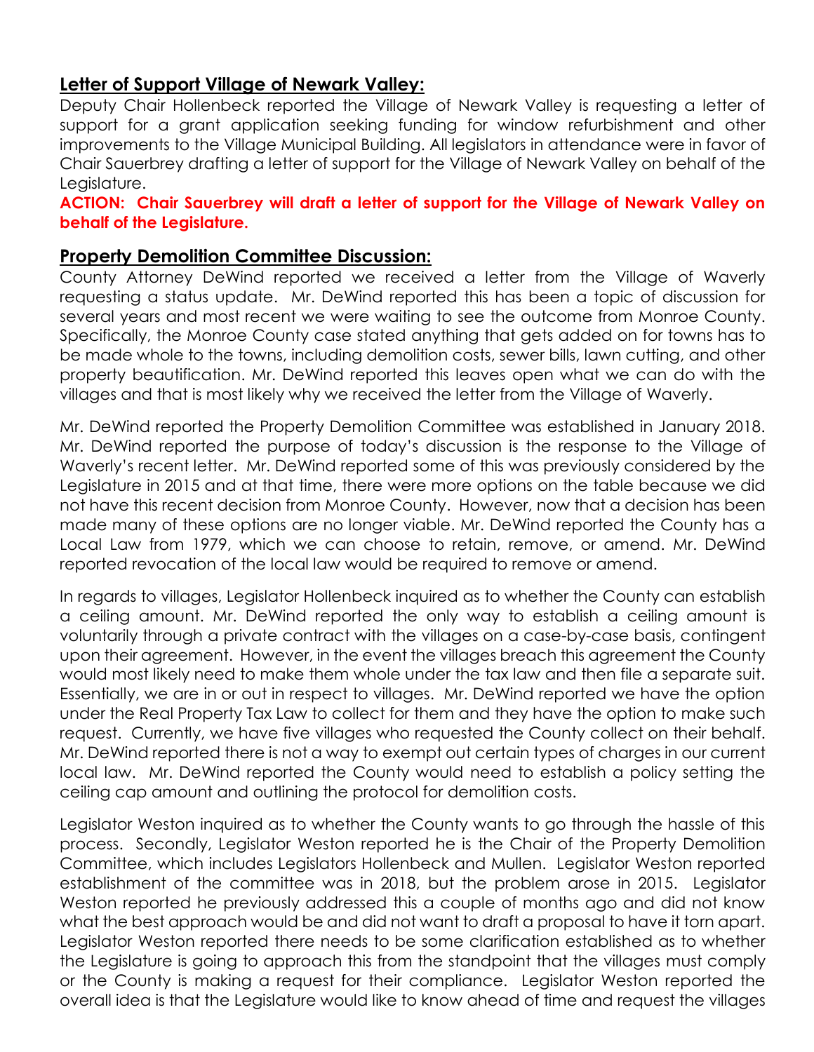## **Letter of Support Village of Newark Valley:**

Deputy Chair Hollenbeck reported the Village of Newark Valley is requesting a letter of support for a grant application seeking funding for window refurbishment and other improvements to the Village Municipal Building. All legislators in attendance were in favor of Chair Sauerbrey drafting a letter of support for the Village of Newark Valley on behalf of the Legislature.

**ACTION: Chair Sauerbrey will draft a letter of support for the Village of Newark Valley on behalf of the Legislature.**

## **Property Demolition Committee Discussion:**

County Attorney DeWind reported we received a letter from the Village of Waverly requesting a status update. Mr. DeWind reported this has been a topic of discussion for several years and most recent we were waiting to see the outcome from Monroe County. Specifically, the Monroe County case stated anything that gets added on for towns has to be made whole to the towns, including demolition costs, sewer bills, lawn cutting, and other property beautification. Mr. DeWind reported this leaves open what we can do with the villages and that is most likely why we received the letter from the Village of Waverly.

Mr. DeWind reported the Property Demolition Committee was established in January 2018. Mr. DeWind reported the purpose of today's discussion is the response to the Village of Waverly's recent letter. Mr. DeWind reported some of this was previously considered by the Legislature in 2015 and at that time, there were more options on the table because we did not have this recent decision from Monroe County. However, now that a decision has been made many of these options are no longer viable. Mr. DeWind reported the County has a Local Law from 1979, which we can choose to retain, remove, or amend. Mr. DeWind reported revocation of the local law would be required to remove or amend.

In regards to villages, Legislator Hollenbeck inquired as to whether the County can establish a ceiling amount. Mr. DeWind reported the only way to establish a ceiling amount is voluntarily through a private contract with the villages on a case-by-case basis, contingent upon their agreement. However, in the event the villages breach this agreement the County would most likely need to make them whole under the tax law and then file a separate suit. Essentially, we are in or out in respect to villages. Mr. DeWind reported we have the option under the Real Property Tax Law to collect for them and they have the option to make such request. Currently, we have five villages who requested the County collect on their behalf. Mr. DeWind reported there is not a way to exempt out certain types of charges in our current local law. Mr. DeWind reported the County would need to establish a policy setting the ceiling cap amount and outlining the protocol for demolition costs.

Legislator Weston inquired as to whether the County wants to go through the hassle of this process. Secondly, Legislator Weston reported he is the Chair of the Property Demolition Committee, which includes Legislators Hollenbeck and Mullen. Legislator Weston reported establishment of the committee was in 2018, but the problem arose in 2015. Legislator Weston reported he previously addressed this a couple of months ago and did not know what the best approach would be and did not want to draft a proposal to have it torn apart. Legislator Weston reported there needs to be some clarification established as to whether the Legislature is going to approach this from the standpoint that the villages must comply or the County is making a request for their compliance. Legislator Weston reported the overall idea is that the Legislature would like to know ahead of time and request the villages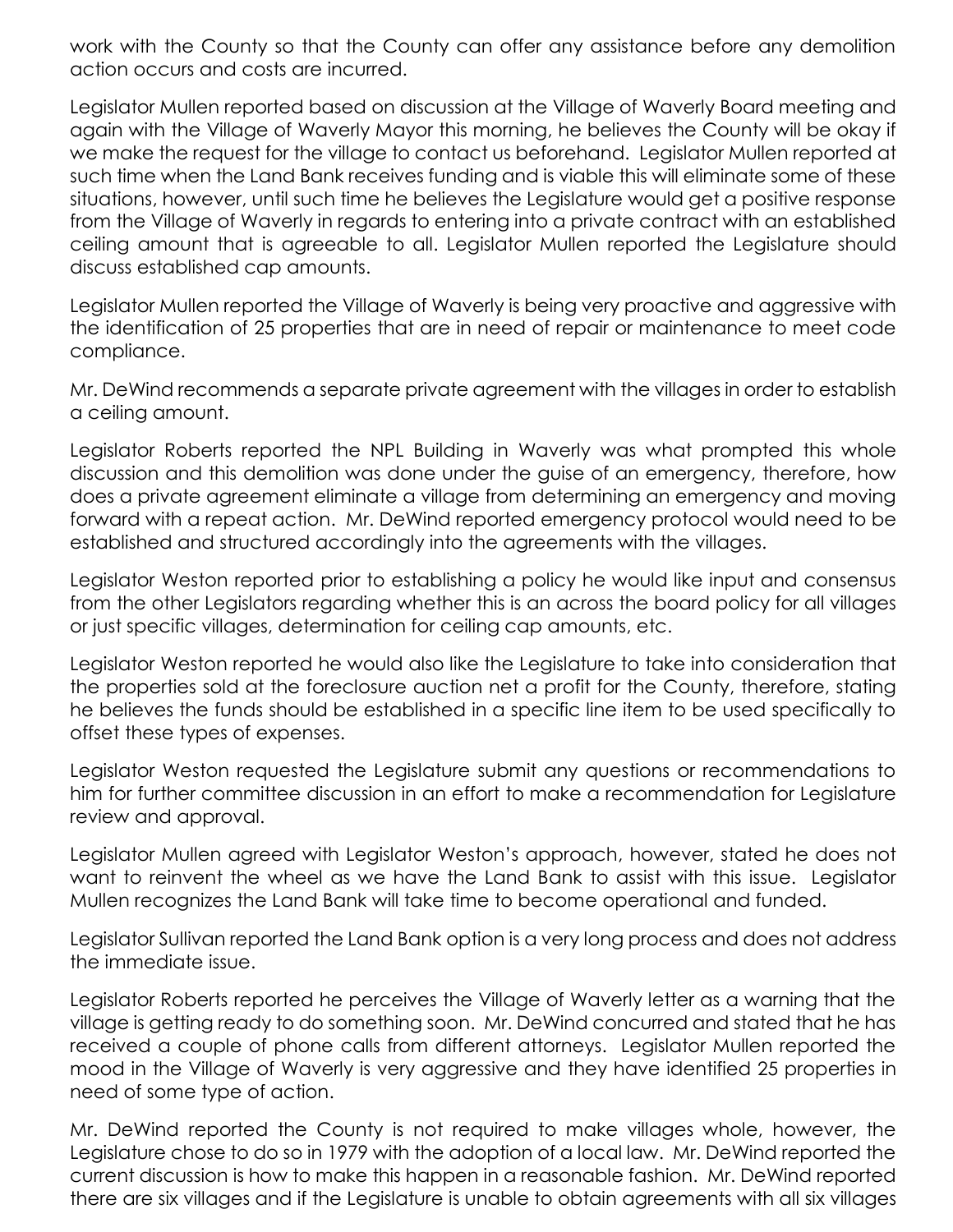work with the County so that the County can offer any assistance before any demolition action occurs and costs are incurred.

Legislator Mullen reported based on discussion at the Village of Waverly Board meeting and again with the Village of Waverly Mayor this morning, he believes the County will be okay if we make the request for the village to contact us beforehand. Legislator Mullen reported at such time when the Land Bank receives funding and is viable this will eliminate some of these situations, however, until such time he believes the Legislature would get a positive response from the Village of Waverly in regards to entering into a private contract with an established ceiling amount that is agreeable to all. Legislator Mullen reported the Legislature should discuss established cap amounts.

Legislator Mullen reported the Village of Waverly is being very proactive and aggressive with the identification of 25 properties that are in need of repair or maintenance to meet code compliance.

Mr. DeWind recommends a separate private agreement with the villages in order to establish a ceiling amount.

Legislator Roberts reported the NPL Building in Waverly was what prompted this whole discussion and this demolition was done under the guise of an emergency, therefore, how does a private agreement eliminate a village from determining an emergency and moving forward with a repeat action. Mr. DeWind reported emergency protocol would need to be established and structured accordingly into the agreements with the villages.

Legislator Weston reported prior to establishing a policy he would like input and consensus from the other Legislators regarding whether this is an across the board policy for all villages or just specific villages, determination for ceiling cap amounts, etc.

Legislator Weston reported he would also like the Legislature to take into consideration that the properties sold at the foreclosure auction net a profit for the County, therefore, stating he believes the funds should be established in a specific line item to be used specifically to offset these types of expenses.

Legislator Weston requested the Legislature submit any questions or recommendations to him for further committee discussion in an effort to make a recommendation for Legislature review and approval.

Legislator Mullen agreed with Legislator Weston's approach, however, stated he does not want to reinvent the wheel as we have the Land Bank to assist with this issue. Legislator Mullen recognizes the Land Bank will take time to become operational and funded.

Legislator Sullivan reported the Land Bank option is a very long process and does not address the immediate issue.

Legislator Roberts reported he perceives the Village of Waverly letter as a warning that the village is getting ready to do something soon. Mr. DeWind concurred and stated that he has received a couple of phone calls from different attorneys. Legislator Mullen reported the mood in the Village of Waverly is very aggressive and they have identified 25 properties in need of some type of action.

Mr. DeWind reported the County is not required to make villages whole, however, the Legislature chose to do so in 1979 with the adoption of a local law. Mr. DeWind reported the current discussion is how to make this happen in a reasonable fashion. Mr. DeWind reported there are six villages and if the Legislature is unable to obtain agreements with all six villages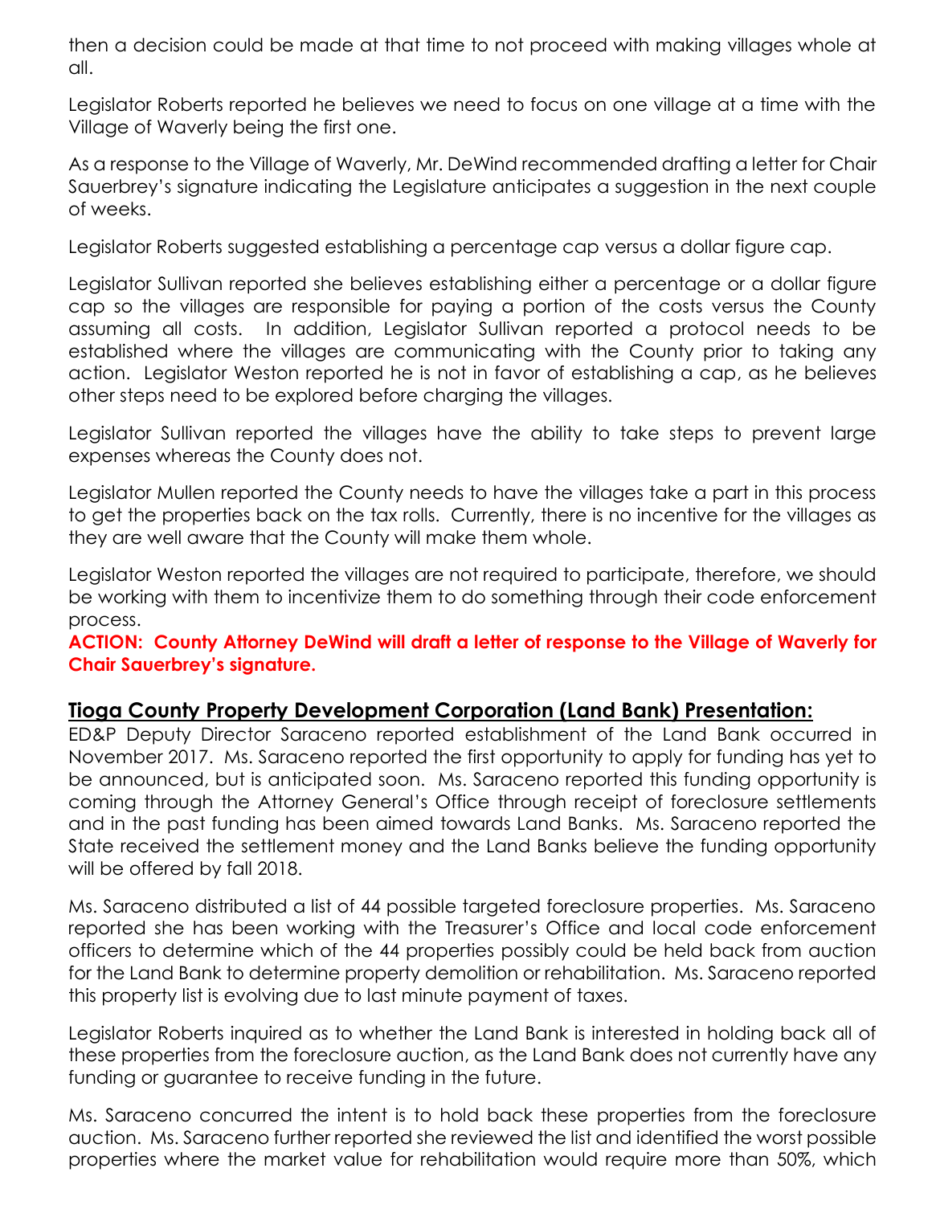then a decision could be made at that time to not proceed with making villages whole at all.

Legislator Roberts reported he believes we need to focus on one village at a time with the Village of Waverly being the first one.

As a response to the Village of Waverly, Mr. DeWind recommended drafting a letter for Chair Sauerbrey's signature indicating the Legislature anticipates a suggestion in the next couple of weeks.

Legislator Roberts suggested establishing a percentage cap versus a dollar figure cap.

Legislator Sullivan reported she believes establishing either a percentage or a dollar figure cap so the villages are responsible for paying a portion of the costs versus the County assuming all costs. In addition, Legislator Sullivan reported a protocol needs to be established where the villages are communicating with the County prior to taking any action. Legislator Weston reported he is not in favor of establishing a cap, as he believes other steps need to be explored before charging the villages.

Legislator Sullivan reported the villages have the ability to take steps to prevent large expenses whereas the County does not.

Legislator Mullen reported the County needs to have the villages take a part in this process to get the properties back on the tax rolls. Currently, there is no incentive for the villages as they are well aware that the County will make them whole.

Legislator Weston reported the villages are not required to participate, therefore, we should be working with them to incentivize them to do something through their code enforcement process.

**ACTION: County Attorney DeWind will draft a letter of response to the Village of Waverly for Chair Sauerbrey's signature.**

## Tioga County Property Development Corporation (Land Bank) Presentation:

ED&P Deputy Director Saraceno reported establishment of the Land Bank occurred in November 2017. Ms. Saraceno reported the first opportunity to apply for funding has yet to be announced, but is anticipated soon. Ms. Saraceno reported this funding opportunity is coming through the Attorney General's Office through receipt of foreclosure settlements and in the past funding has been aimed towards Land Banks. Ms. Saraceno reported the State received the settlement money and the Land Banks believe the funding opportunity will be offered by fall 2018.

Ms. Saraceno distributed a list of 44 possible targeted foreclosure properties. Ms. Saraceno reported she has been working with the Treasurer's Office and local code enforcement officers to determine which of the 44 properties possibly could be held back from auction for the Land Bank to determine property demolition or rehabilitation. Ms. Saraceno reported this property list is evolving due to last minute payment of taxes.

Legislator Roberts inquired as to whether the Land Bank is interested in holding back all of these properties from the foreclosure auction, as the Land Bank does not currently have any funding or guarantee to receive funding in the future.

Ms. Saraceno concurred the intent is to hold back these properties from the foreclosure auction. Ms. Saraceno further reported she reviewed the list and identified the worst possible properties where the market value for rehabilitation would require more than 50%, which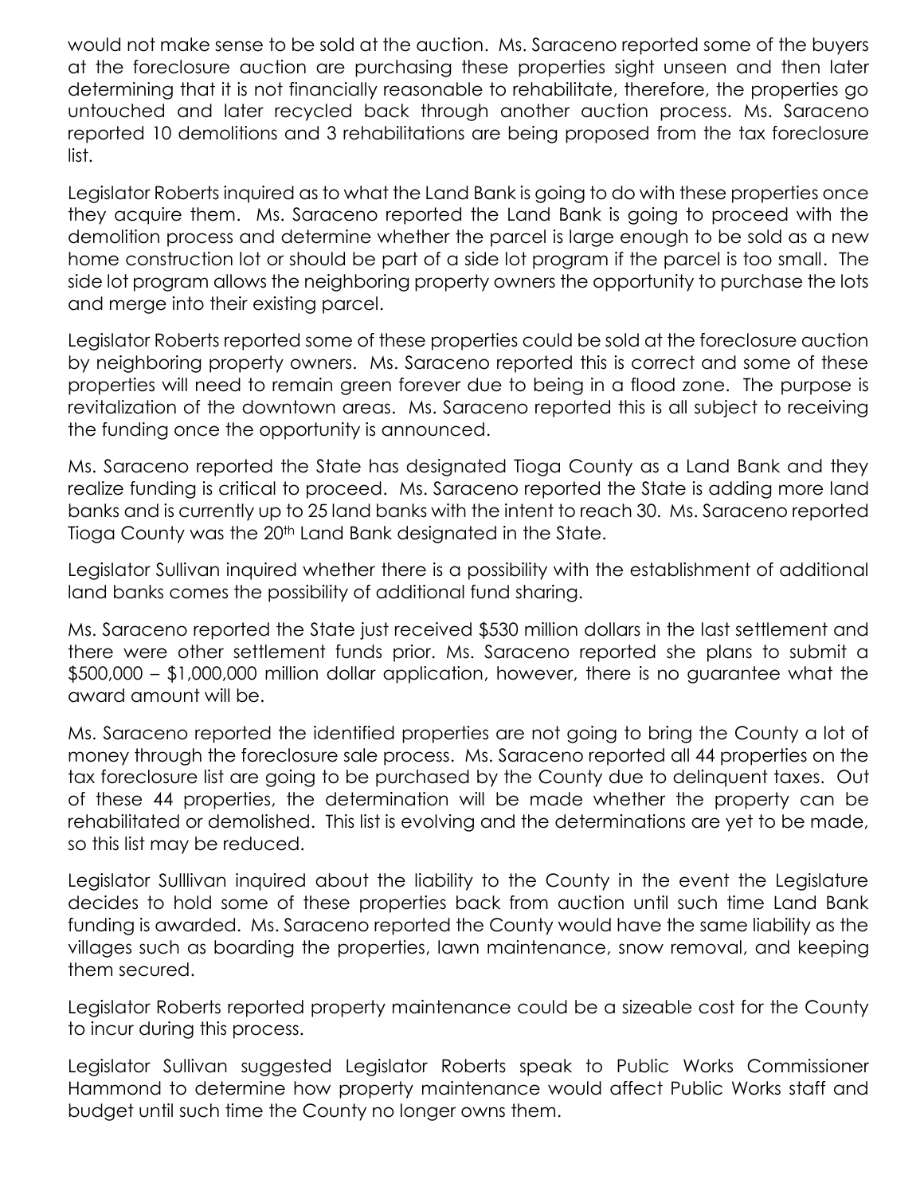would not make sense to be sold at the auction. Ms. Saraceno reported some of the buyers at the foreclosure auction are purchasing these properties sight unseen and then later determining that it is not financially reasonable to rehabilitate, therefore, the properties go untouched and later recycled back through another auction process. Ms. Saraceno reported 10 demolitions and 3 rehabilitations are being proposed from the tax foreclosure list.

Legislator Roberts inquired as to what the Land Bank is going to do with these properties once they acquire them. Ms. Saraceno reported the Land Bank is going to proceed with the demolition process and determine whether the parcel is large enough to be sold as a new home construction lot or should be part of a side lot program if the parcel is too small. The side lot program allows the neighboring property owners the opportunity to purchase the lots and merge into their existing parcel.

Legislator Roberts reported some of these properties could be sold at the foreclosure auction by neighboring property owners. Ms. Saraceno reported this is correct and some of these properties will need to remain green forever due to being in a flood zone. The purpose is revitalization of the downtown areas. Ms. Saraceno reported this is all subject to receiving the funding once the opportunity is announced.

Ms. Saraceno reported the State has designated Tioga County as a Land Bank and they realize funding is critical to proceed. Ms. Saraceno reported the State is adding more land banks and is currently up to 25 land banks with the intent to reach 30. Ms. Saraceno reported Tioga County was the 20th Land Bank designated in the State.

Legislator Sullivan inquired whether there is a possibility with the establishment of additional land banks comes the possibility of additional fund sharing.

Ms. Saraceno reported the State just received $530 million dollars in the last settlement and there were other settlement funds prior. Ms. Saraceno reported she plans to submit a $500,000 – $1,000,000 million dollar application, however, there is no guarantee what the award amount will be.

Ms. Saraceno reported the identified properties are not going to bring the County a lot of money through the foreclosure sale process. Ms. Saraceno reported all 44 properties on the tax foreclosure list are going to be purchased by the County due to delinquent taxes. Out of these 44 properties, the determination will be made whether the property can be rehabilitated or demolished. This list is evolving and the determinations are yet to be made, so this list may be reduced.

Legislator Sulllivan inquired about the liability to the County in the event the Legislature decides to hold some of these properties back from auction until such time Land Bank funding is awarded. Ms. Saraceno reported the County would have the same liability as the villages such as boarding the properties, lawn maintenance, snow removal, and keeping them secured.

Legislator Roberts reported property maintenance could be a sizeable cost for the County to incur during this process.

Legislator Sullivan suggested Legislator Roberts speak to Public Works Commissioner Hammond to determine how property maintenance would affect Public Works staff and budget until such time the County no longer owns them.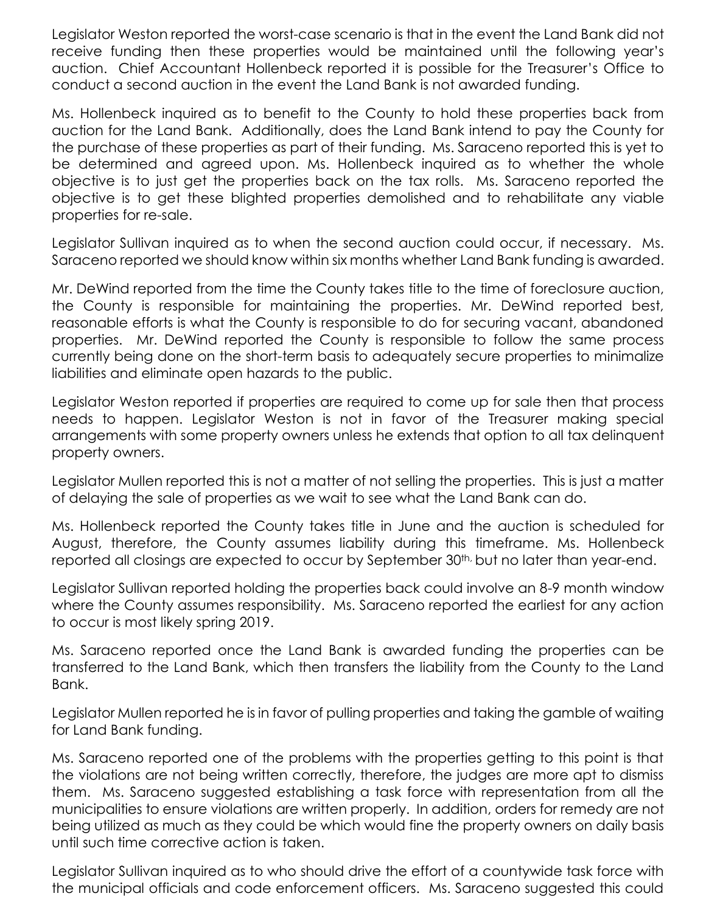Legislator Weston reported the worst-case scenario is that in the event the Land Bank did not receive funding then these properties would be maintained until the following year's auction. Chief Accountant Hollenbeck reported it is possible for the Treasurer's Office to conduct a second auction in the event the Land Bank is not awarded funding.

Ms. Hollenbeck inquired as to benefit to the County to hold these properties back from auction for the Land Bank. Additionally, does the Land Bank intend to pay the County for the purchase of these properties as part of their funding. Ms. Saraceno reported this is yet to be determined and agreed upon. Ms. Hollenbeck inquired as to whether the whole objective is to just get the properties back on the tax rolls. Ms. Saraceno reported the objective is to get these blighted properties demolished and to rehabilitate any viable properties for re-sale.

Legislator Sullivan inquired as to when the second auction could occur, if necessary. Ms. Saraceno reported we should know within six months whether Land Bank funding is awarded.

Mr. DeWind reported from the time the County takes title to the time of foreclosure auction, the County is responsible for maintaining the properties. Mr. DeWind reported best, reasonable efforts is what the County is responsible to do for securing vacant, abandoned properties. Mr. DeWind reported the County is responsible to follow the same process currently being done on the short-term basis to adequately secure properties to minimalize liabilities and eliminate open hazards to the public.

Legislator Weston reported if properties are required to come up for sale then that process needs to happen. Legislator Weston is not in favor of the Treasurer making special arrangements with some property owners unless he extends that option to all tax delinquent property owners.

Legislator Mullen reported this is not a matter of not selling the properties. This is just a matter of delaying the sale of properties as we wait to see what the Land Bank can do.

Ms. Hollenbeck reported the County takes title in June and the auction is scheduled for August, therefore, the County assumes liability during this timeframe. Ms. Hollenbeck reported all closings are expected to occur by September 30th, but no later than year-end.

Legislator Sullivan reported holding the properties back could involve an 8-9 month window where the County assumes responsibility. Ms. Saraceno reported the earliest for any action to occur is most likely spring 2019.

Ms. Saraceno reported once the Land Bank is awarded funding the properties can be transferred to the Land Bank, which then transfers the liability from the County to the Land Bank.

Legislator Mullen reported he is in favor of pulling properties and taking the gamble of waiting for Land Bank funding.

Ms. Saraceno reported one of the problems with the properties getting to this point is that the violations are not being written correctly, therefore, the judges are more apt to dismiss them. Ms. Saraceno suggested establishing a task force with representation from all the municipalities to ensure violations are written properly. In addition, orders for remedy are not being utilized as much as they could be which would fine the property owners on daily basis until such time corrective action is taken.

Legislator Sullivan inquired as to who should drive the effort of a countywide task force with the municipal officials and code enforcement officers. Ms. Saraceno suggested this could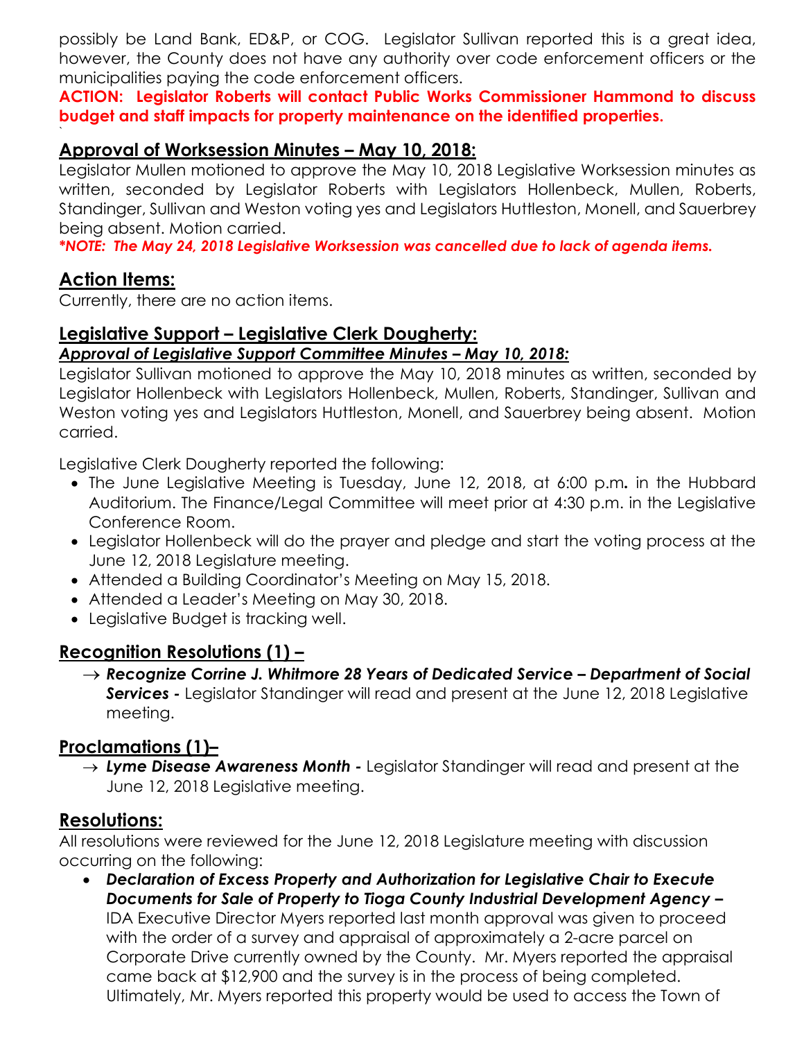possibly be Land Bank, ED&P, or COG. Legislator Sullivan reported this is a great idea, however, the County does not have any authority over code enforcement officers or the municipalities paying the code enforcement officers.

**ACTION: Legislator Roberts will contact Public Works Commissioner Hammond to discuss budget and staff impacts for property maintenance on the identified properties.**

## Approval of Worksession Minutes – May 10, 2018:

Legislator Mullen motioned to approve the May 10, 2018 Legislative Worksession minutes as written, seconded by Legislator Roberts with Legislators Hollenbeck, Mullen, Roberts, Standinger, Sullivan and Weston voting yes and Legislators Huttleston, Monell, and Sauerbrey being absent. Motion carried.

***\*NOTE: The May 24, 2018 Legislative Worksession was cancelled due to lack of agenda items.***

## Action Items:

Currently, there are no action items.

## Legislative Support – Legislative Clerk Dougherty:

***Approval of Legislative Support Committee Minutes – May 10, 2018:***

Legislator Sullivan motioned to approve the May 10, 2018 minutes as written, seconded by Legislator Hollenbeck with Legislators Hollenbeck, Mullen, Roberts, Standinger, Sullivan and Weston voting yes and Legislators Huttleston, Monell, and Sauerbrey being absent. Motion carried.

Legislative Clerk Dougherty reported the following:

- The June Legislative Meeting is Tuesday, June 12, 2018, at 6:00 p.m**.** in the Hubbard Auditorium. The Finance/Legal Committee will meet prior at 4:30 p.m. in the Legislative Conference Room.
- Legislator Hollenbeck will do the prayer and pledge and start the voting process at the June 12, 2018 Legislature meeting.
- Attended a Building Coordinator's Meeting on May 15, 2018.
- Attended a Leader's Meeting on May 30, 2018.
- Legislative Budget is tracking well.

## Recognition Resolutions (1) –

→ ***Recognize Corrine J. Whitmore 28 Years of Dedicated Service – Department of Social Services -*** Legislator Standinger will read and present at the June 12, 2018 Legislative meeting.

## Proclamations (1)–

→ ***Lyme Disease Awareness Month -*** Legislator Standinger will read and present at the June 12, 2018 Legislative meeting.

## Resolutions:

All resolutions were reviewed for the June 12, 2018 Legislature meeting with discussion occurring on the following:

- ***Declaration of Excess Property and Authorization for Legislative Chair to Execute Documents for Sale of Property to Tioga County Industrial Development Agency –*** IDA Executive Director Myers reported last month approval was given to proceed with the order of a survey and appraisal of approximately a 2-acre parcel on Corporate Drive currently owned by the County. Mr. Myers reported the appraisal came back at $12,900 and the survey is in the process of being completed. Ultimately, Mr. Myers reported this property would be used to access the Town of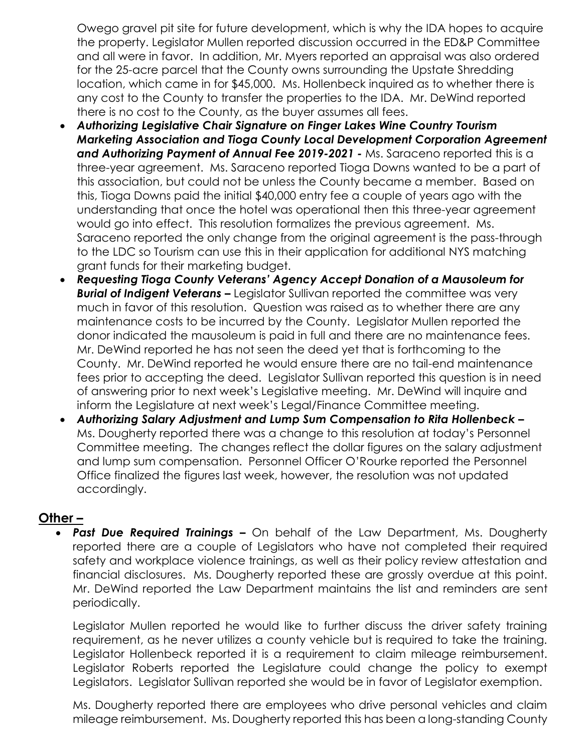Owego gravel pit site for future development, which is why the IDA hopes to acquire the property. Legislator Mullen reported discussion occurred in the ED&P Committee and all were in favor. In addition, Mr. Myers reported an appraisal was also ordered for the 25-acre parcel that the County owns surrounding the Upstate Shredding location, which came in for $45,000. Ms. Hollenbeck inquired as to whether there is any cost to the County to transfer the properties to the IDA. Mr. DeWind reported there is no cost to the County, as the buyer assumes all fees.

- ***Authorizing Legislative Chair Signature on Finger Lakes Wine Country Tourism Marketing Association and Tioga County Local Development Corporation Agreement and Authorizing Payment of Annual Fee 2019-2021 -*** Ms. Saraceno reported this is a three-year agreement. Ms. Saraceno reported Tioga Downs wanted to be a part of this association, but could not be unless the County became a member. Based on this, Tioga Downs paid the initial $40,000 entry fee a couple of years ago with the understanding that once the hotel was operational then this three-year agreement would go into effect. This resolution formalizes the previous agreement. Ms. Saraceno reported the only change from the original agreement is the pass-through to the LDC so Tourism can use this in their application for additional NYS matching grant funds for their marketing budget.
- ***Requesting Tioga County Veterans' Agency Accept Donation of a Mausoleum for Burial of Indigent Veterans –*** Legislator Sullivan reported the committee was very much in favor of this resolution. Question was raised as to whether there are any maintenance costs to be incurred by the County. Legislator Mullen reported the donor indicated the mausoleum is paid in full and there are no maintenance fees. Mr. DeWind reported he has not seen the deed yet that is forthcoming to the County. Mr. DeWind reported he would ensure there are no tail-end maintenance fees prior to accepting the deed. Legislator Sullivan reported this question is in need of answering prior to next week's Legislative meeting. Mr. DeWind will inquire and inform the Legislature at next week's Legal/Finance Committee meeting.
- ***Authorizing Salary Adjustment and Lump Sum Compensation to Rita Hollenbeck –*** Ms. Dougherty reported there was a change to this resolution at today's Personnel Committee meeting. The changes reflect the dollar figures on the salary adjustment and lump sum compensation. Personnel Officer O'Rourke reported the Personnel Office finalized the figures last week, however, the resolution was not updated accordingly.

## Other –

- ***Past Due Required Trainings –*** On behalf of the Law Department, Ms. Dougherty reported there are a couple of Legislators who have not completed their required safety and workplace violence trainings, as well as their policy review attestation and financial disclosures. Ms. Dougherty reported these are grossly overdue at this point. Mr. DeWind reported the Law Department maintains the list and reminders are sent periodically.

  Legislator Mullen reported he would like to further discuss the driver safety training requirement, as he never utilizes a county vehicle but is required to take the training. Legislator Hollenbeck reported it is a requirement to claim mileage reimbursement. Legislator Roberts reported the Legislature could change the policy to exempt Legislators. Legislator Sullivan reported she would be in favor of Legislator exemption.

  Ms. Dougherty reported there are employees who drive personal vehicles and claim mileage reimbursement. Ms. Dougherty reported this has been a long-standing County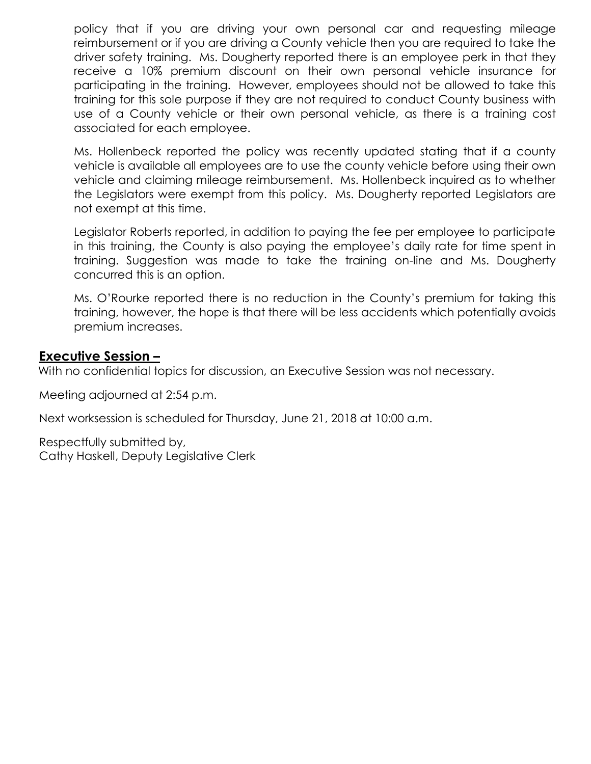policy that if you are driving your own personal car and requesting mileage reimbursement or if you are driving a County vehicle then you are required to take the driver safety training. Ms. Dougherty reported there is an employee perk in that they receive a 10% premium discount on their own personal vehicle insurance for participating in the training. However, employees should not be allowed to take this training for this sole purpose if they are not required to conduct County business with use of a County vehicle or their own personal vehicle, as there is a training cost associated for each employee.

Ms. Hollenbeck reported the policy was recently updated stating that if a county vehicle is available all employees are to use the county vehicle before using their own vehicle and claiming mileage reimbursement. Ms. Hollenbeck inquired as to whether the Legislators were exempt from this policy. Ms. Dougherty reported Legislators are not exempt at this time.

Legislator Roberts reported, in addition to paying the fee per employee to participate in this training, the County is also paying the employee's daily rate for time spent in training. Suggestion was made to take the training on-line and Ms. Dougherty concurred this is an option.

Ms. O'Rourke reported there is no reduction in the County's premium for taking this training, however, the hope is that there will be less accidents which potentially avoids premium increases.

## Executive Session –

With no confidential topics for discussion, an Executive Session was not necessary.

Meeting adjourned at 2:54 p.m.

Next worksession is scheduled for Thursday, June 21, 2018 at 10:00 a.m.

Respectfully submitted by,
Cathy Haskell, Deputy Legislative Clerk